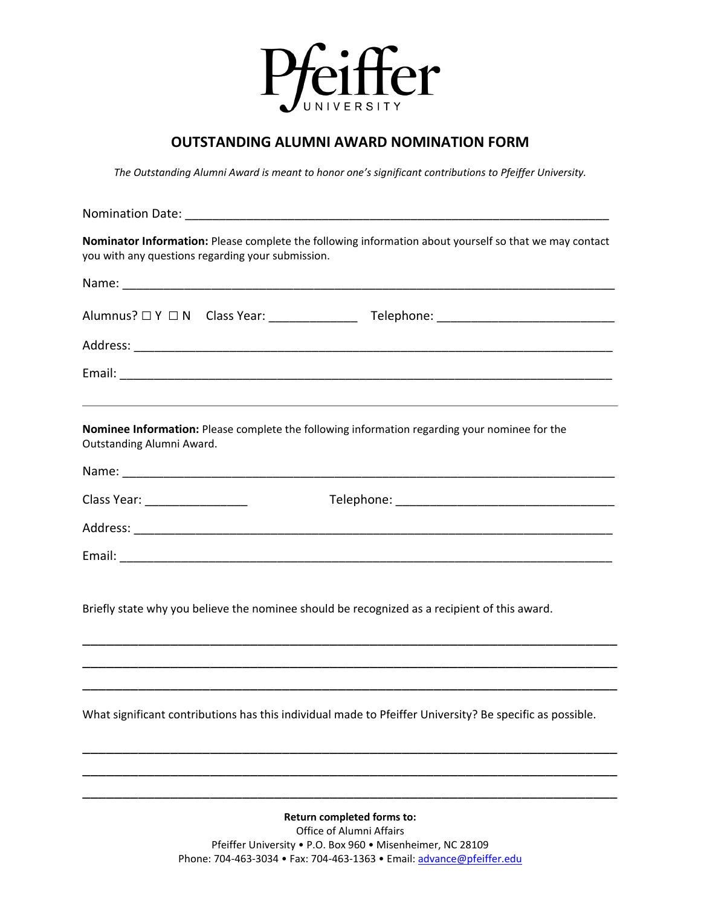Pfeiffer
UNIVERSITY

# OUTSTANDING ALUMNI AWARD NOMINATION FORM

*The Outstanding Alumni Award is meant to honor one's significant contributions to Pfeiffer University.*

Nomination Date: ______________________________________________________________

**Nominator Information:** Please complete the following information about yourself so that we may contact you with any questions regarding your submission.

Name: ____________________________________________________________________

Alumnus? ☐ Y ☐ N Class Year: _____________ Telephone: _________________________

Address: __________________________________________________________________

Email: ____________________________________________________________________

---

**Nominee Information:** Please complete the following information regarding your nominee for the Outstanding Alumni Award.

Name: ____________________________________________________________________

Class Year: _______________ Telephone: _______________________________

Address: __________________________________________________________________

Email: ____________________________________________________________________

Briefly state why you believe the nominee should be recognized as a recipient of this award.

_____________________________________________________________________________

_____________________________________________________________________________

_____________________________________________________________________________

What significant contributions has this individual made to Pfeiffer University? Be specific as possible.

_____________________________________________________________________________

_____________________________________________________________________________

_____________________________________________________________________________

**Return completed forms to:**
Office of Alumni Affairs
Pfeiffer University • P.O. Box 960 • Misenheimer, NC 28109
Phone: 704-463-3034 • Fax: 704-463-1363 • Email: advance@pfeiffer.edu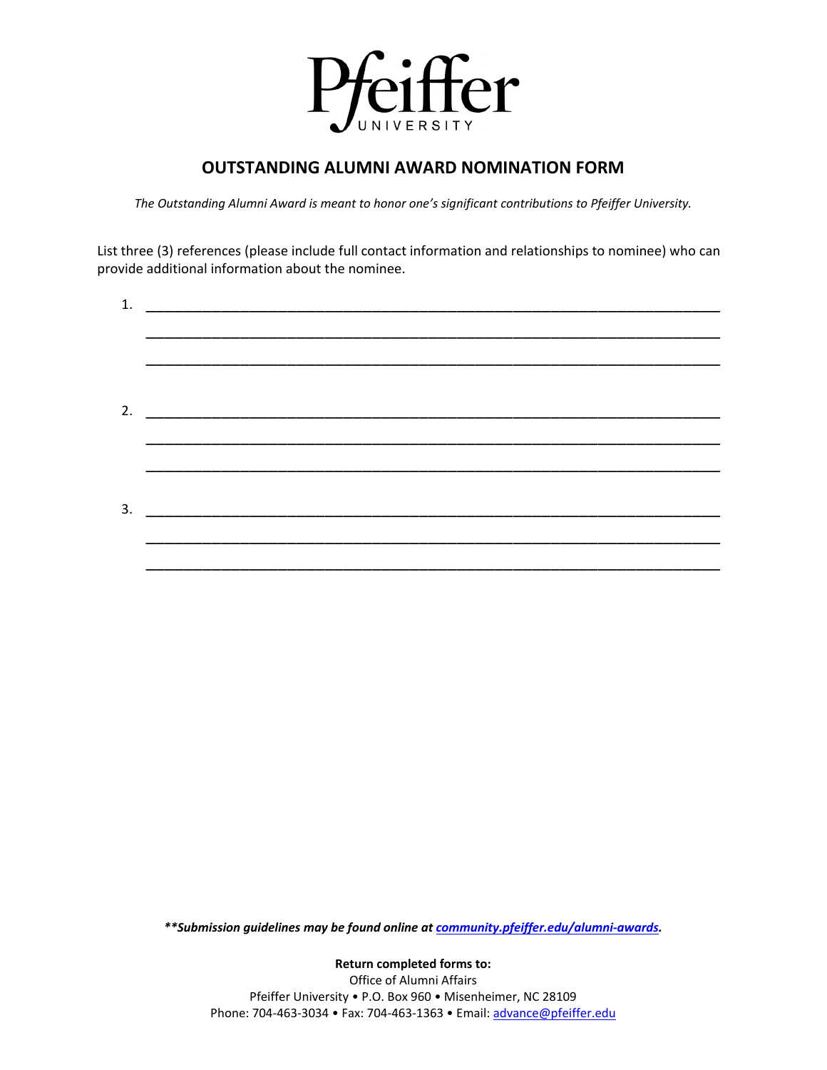Pfeiffer
UNIVERSITY

## OUTSTANDING ALUMNI AWARD NOMINATION FORM

*The Outstanding Alumni Award is meant to honor one's significant contributions to Pfeiffer University.*

List three (3) references (please include full contact information and relationships to nominee) who can provide additional information about the nominee.

1. ___________________________________________________________________________
   ___________________________________________________________________________
   ___________________________________________________________________________

2. ___________________________________________________________________________
   ___________________________________________________________________________
   ___________________________________________________________________________

3. ___________________________________________________________________________
   ___________________________________________________________________________
   ___________________________________________________________________________

***\*\*Submission guidelines may be found online at [community.pfeiffer.edu/alumni-awards](community.pfeiffer.edu/alumni-awards).***

**Return completed forms to:**
Office of Alumni Affairs
Pfeiffer University • P.O. Box 960 • Misenheimer, NC 28109
Phone: 704-463-3034 • Fax: 704-463-1363 • Email: advance@pfeiffer.edu